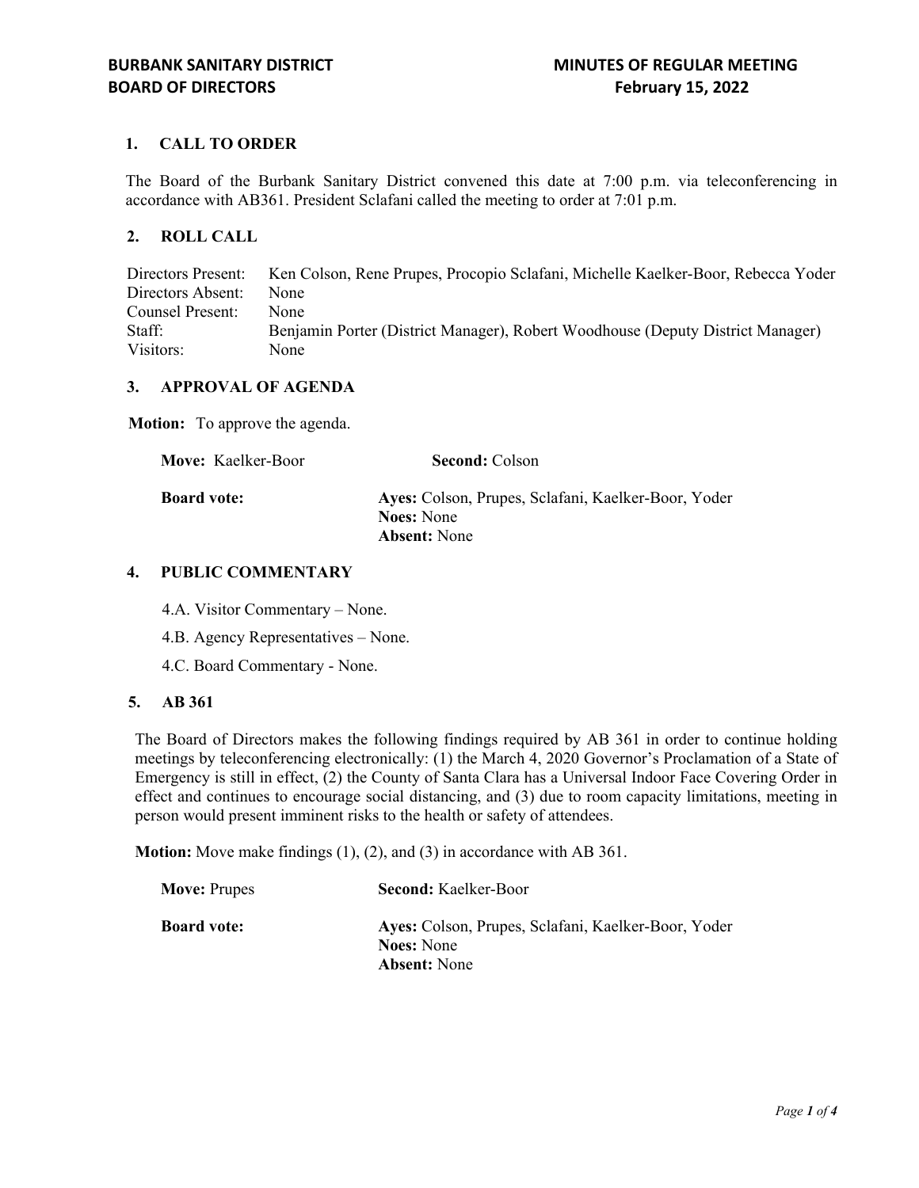**BURBANK SANITARY DISTRICT**
**BOARD OF DIRECTORS**

**MINUTES OF REGULAR MEETING**
**February 15, 2022**

## 1. CALL TO ORDER

The Board of the Burbank Sanitary District convened this date at 7:00 p.m. via teleconferencing in accordance with AB361. President Sclafani called the meeting to order at 7:01 p.m.

## 2. ROLL CALL

| | |
|---|---|
| Directors Present: | Ken Colson, Rene Prupes, Procopio Sclafani, Michelle Kaelker-Boor, Rebecca Yoder |
| Directors Absent: | None |
| Counsel Present: | None |
| Staff: | Benjamin Porter (District Manager), Robert Woodhouse (Deputy District Manager) |
| Visitors: | None |

## 3. APPROVAL OF AGENDA

**Motion:** To approve the agenda.

**Move:** Kaelker-Boor **Second:** Colson

**Board vote:**
**Ayes:** Colson, Prupes, Sclafani, Kaelker-Boor, Yoder
**Noes:** None
**Absent:** None

## 4. PUBLIC COMMENTARY

4.A. Visitor Commentary – None.

4.B. Agency Representatives – None.

4.C. Board Commentary - None.

## 5. AB 361

The Board of Directors makes the following findings required by AB 361 in order to continue holding meetings by teleconferencing electronically: (1) the March 4, 2020 Governor's Proclamation of a State of Emergency is still in effect, (2) the County of Santa Clara has a Universal Indoor Face Covering Order in effect and continues to encourage social distancing, and (3) due to room capacity limitations, meeting in person would present imminent risks to the health or safety of attendees.

**Motion:** Move make findings (1), (2), and (3) in accordance with AB 361.

**Move:** Prupes **Second:** Kaelker-Boor

**Board vote:**
**Ayes:** Colson, Prupes, Sclafani, Kaelker-Boor, Yoder
**Noes:** None
**Absent:** None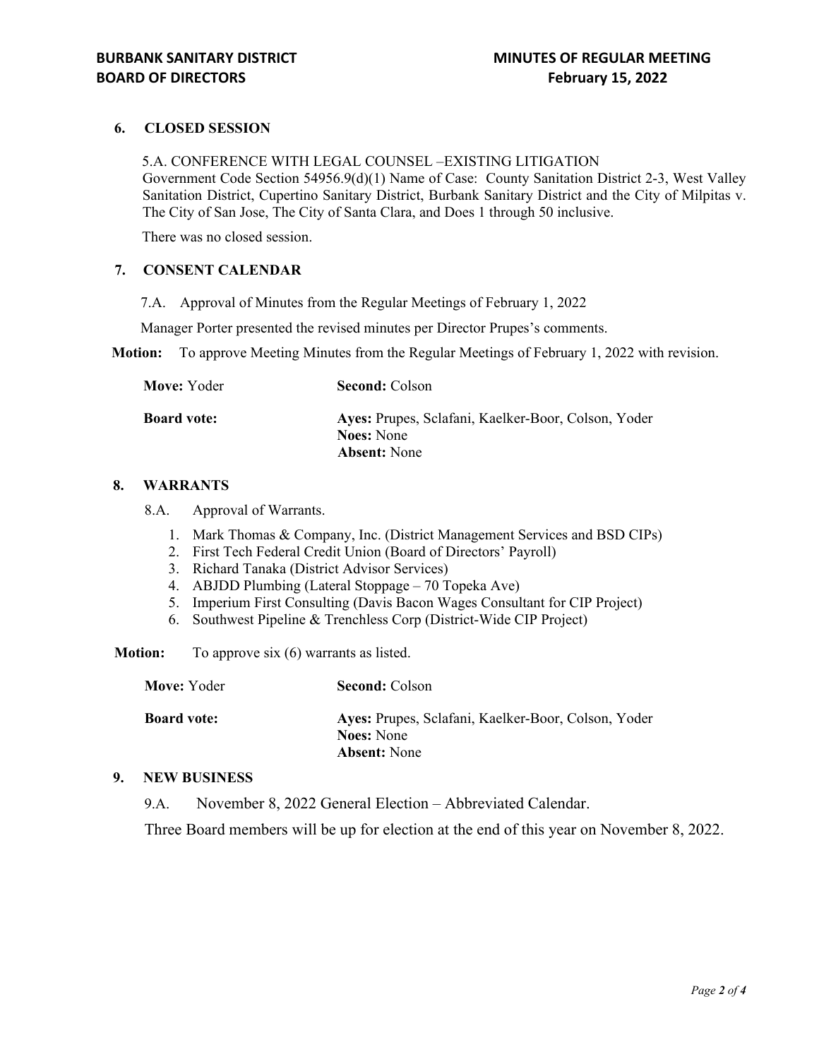## 6. CLOSED SESSION

5.A. CONFERENCE WITH LEGAL COUNSEL –EXISTING LITIGATION
Government Code Section 54956.9(d)(1) Name of Case: County Sanitation District 2-3, West Valley Sanitation District, Cupertino Sanitary District, Burbank Sanitary District and the City of Milpitas v. The City of San Jose, The City of Santa Clara, and Does 1 through 50 inclusive.

There was no closed session.

## 7. CONSENT CALENDAR

7.A. Approval of Minutes from the Regular Meetings of February 1, 2022

Manager Porter presented the revised minutes per Director Prupes's comments.

**Motion:** To approve Meeting Minutes from the Regular Meetings of February 1, 2022 with revision.

**Move:** Yoder  **Second:** Colson

**Board vote:**
**Ayes:** Prupes, Sclafani, Kaelker-Boor, Colson, Yoder
**Noes:** None
**Absent:** None

## 8. WARRANTS

8.A. Approval of Warrants.

1. Mark Thomas & Company, Inc. (District Management Services and BSD CIPs)
2. First Tech Federal Credit Union (Board of Directors' Payroll)
3. Richard Tanaka (District Advisor Services)
4. ABJDD Plumbing (Lateral Stoppage – 70 Topeka Ave)
5. Imperium First Consulting (Davis Bacon Wages Consultant for CIP Project)
6. Southwest Pipeline & Trenchless Corp (District-Wide CIP Project)

**Motion:** To approve six (6) warrants as listed.

**Move:** Yoder  **Second:** Colson

**Board vote:**
**Ayes:** Prupes, Sclafani, Kaelker-Boor, Colson, Yoder
**Noes:** None
**Absent:** None

## 9. NEW BUSINESS

9.A. November 8, 2022 General Election – Abbreviated Calendar.

Three Board members will be up for election at the end of this year on November 8, 2022.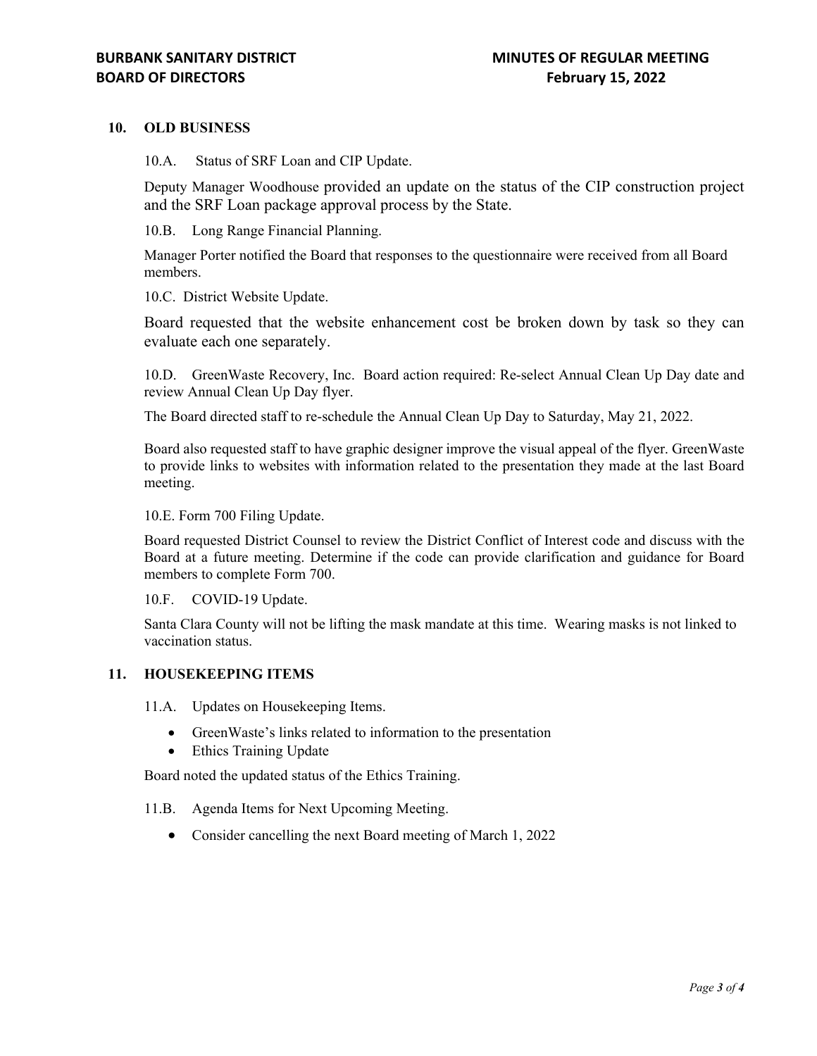## 10. OLD BUSINESS

10.A. Status of SRF Loan and CIP Update.

Deputy Manager Woodhouse provided an update on the status of the CIP construction project and the SRF Loan package approval process by the State.

10.B. Long Range Financial Planning.

Manager Porter notified the Board that responses to the questionnaire were received from all Board members.

10.C. District Website Update.

Board requested that the website enhancement cost be broken down by task so they can evaluate each one separately.

10.D. GreenWaste Recovery, Inc. Board action required: Re-select Annual Clean Up Day date and review Annual Clean Up Day flyer.

The Board directed staff to re-schedule the Annual Clean Up Day to Saturday, May 21, 2022.

Board also requested staff to have graphic designer improve the visual appeal of the flyer. GreenWaste to provide links to websites with information related to the presentation they made at the last Board meeting.

10.E. Form 700 Filing Update.

Board requested District Counsel to review the District Conflict of Interest code and discuss with the Board at a future meeting. Determine if the code can provide clarification and guidance for Board members to complete Form 700.

10.F. COVID-19 Update.

Santa Clara County will not be lifting the mask mandate at this time. Wearing masks is not linked to vaccination status.

## 11. HOUSEKEEPING ITEMS

11.A. Updates on Housekeeping Items.

- GreenWaste's links related to information to the presentation
- Ethics Training Update

Board noted the updated status of the Ethics Training.

11.B. Agenda Items for Next Upcoming Meeting.

- Consider cancelling the next Board meeting of March 1, 2022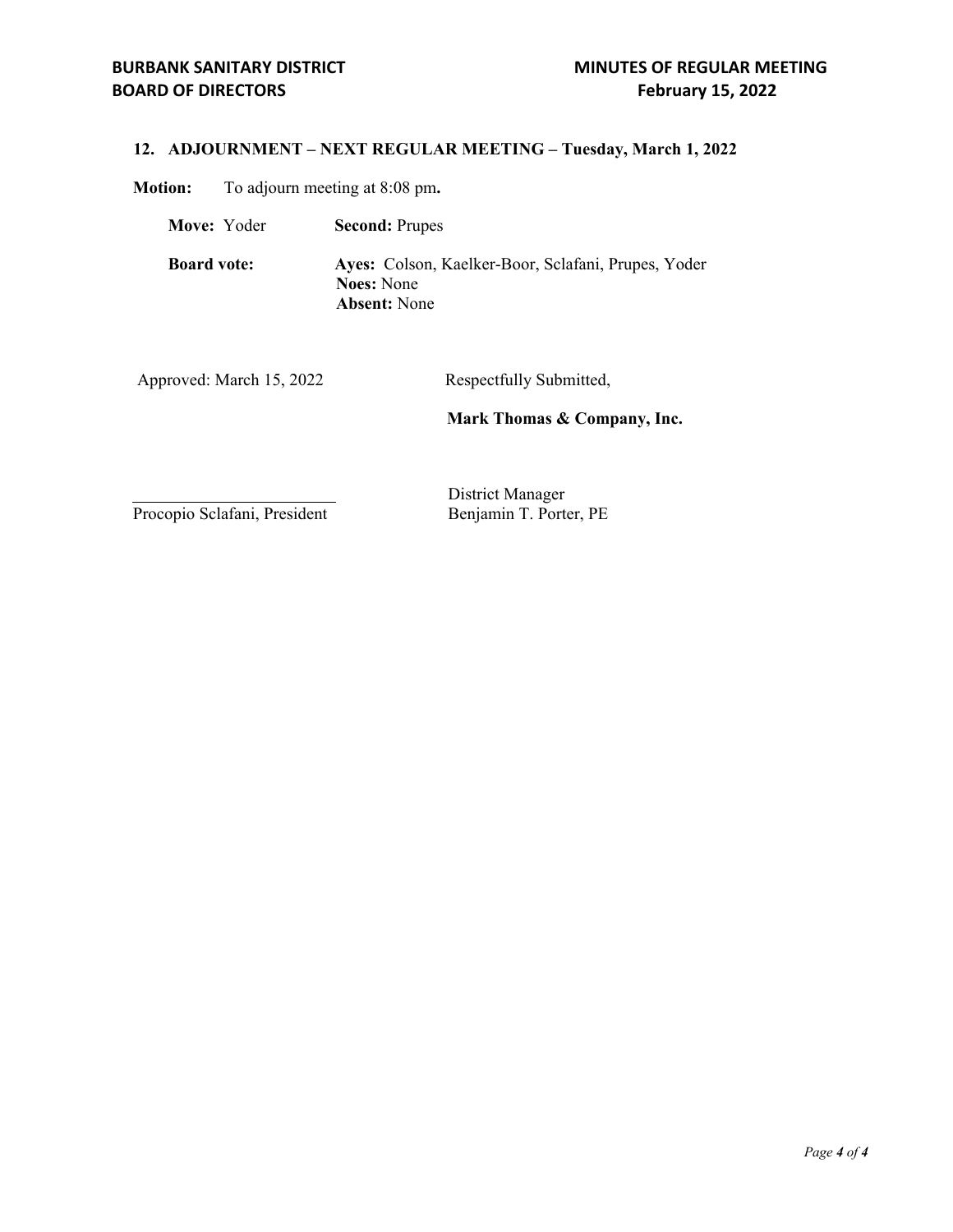## 12. ADJOURNMENT – NEXT REGULAR MEETING – Tuesday, March 1, 2022

**Motion:** To adjourn meeting at 8:08 pm**.**

**Move:** Yoder **Second:** Prupes

**Board vote:** **Ayes:** Colson, Kaelker-Boor, Sclafani, Prupes, Yoder
**Noes:** None
**Absent:** None

Approved: March 15, 2022

Respectfully Submitted,

**Mark Thomas & Company, Inc.**

_________________________
Procopio Sclafani, President

District Manager
Benjamin T. Porter, PE